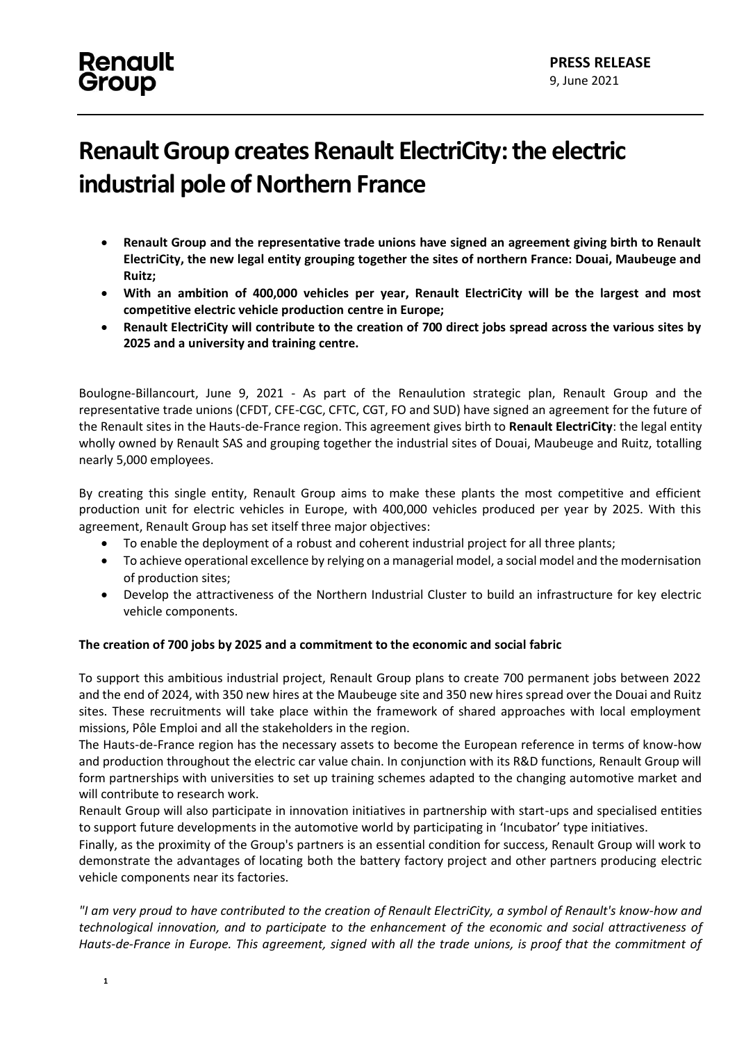Renault Group

**PRESS RELEASE**
9, June 2021

# Renault Group creates Renault ElectriCity: the electric industrial pole of Northern France

- **Renault Group and the representative trade unions have signed an agreement giving birth to Renault ElectriCity, the new legal entity grouping together the sites of northern France: Douai, Maubeuge and Ruitz;**
- **With an ambition of 400,000 vehicles per year, Renault ElectriCity will be the largest and most competitive electric vehicle production centre in Europe;**
- **Renault ElectriCity will contribute to the creation of 700 direct jobs spread across the various sites by 2025 and a university and training centre.**

Boulogne-Billancourt, June 9, 2021 - As part of the Renaulution strategic plan, Renault Group and the representative trade unions (CFDT, CFE-CGC, CFTC, CGT, FO and SUD) have signed an agreement for the future of the Renault sites in the Hauts-de-France region. This agreement gives birth to **Renault ElectriCity**: the legal entity wholly owned by Renault SAS and grouping together the industrial sites of Douai, Maubeuge and Ruitz, totalling nearly 5,000 employees.

By creating this single entity, Renault Group aims to make these plants the most competitive and efficient production unit for electric vehicles in Europe, with 400,000 vehicles produced per year by 2025. With this agreement, Renault Group has set itself three major objectives:

- To enable the deployment of a robust and coherent industrial project for all three plants;
- To achieve operational excellence by relying on a managerial model, a social model and the modernisation of production sites;
- Develop the attractiveness of the Northern Industrial Cluster to build an infrastructure for key electric vehicle components.

**The creation of 700 jobs by 2025 and a commitment to the economic and social fabric**

To support this ambitious industrial project, Renault Group plans to create 700 permanent jobs between 2022 and the end of 2024, with 350 new hires at the Maubeuge site and 350 new hires spread over the Douai and Ruitz sites. These recruitments will take place within the framework of shared approaches with local employment missions, Pôle Emploi and all the stakeholders in the region.

The Hauts-de-France region has the necessary assets to become the European reference in terms of know-how and production throughout the electric car value chain. In conjunction with its R&D functions, Renault Group will form partnerships with universities to set up training schemes adapted to the changing automotive market and will contribute to research work.

Renault Group will also participate in innovation initiatives in partnership with start-ups and specialised entities to support future developments in the automotive world by participating in 'Incubator' type initiatives.

Finally, as the proximity of the Group's partners is an essential condition for success, Renault Group will work to demonstrate the advantages of locating both the battery factory project and other partners producing electric vehicle components near its factories.

*"I am very proud to have contributed to the creation of Renault ElectriCity, a symbol of Renault's know-how and technological innovation, and to participate to the enhancement of the economic and social attractiveness of Hauts-de-France in Europe. This agreement, signed with all the trade unions, is proof that the commitment of*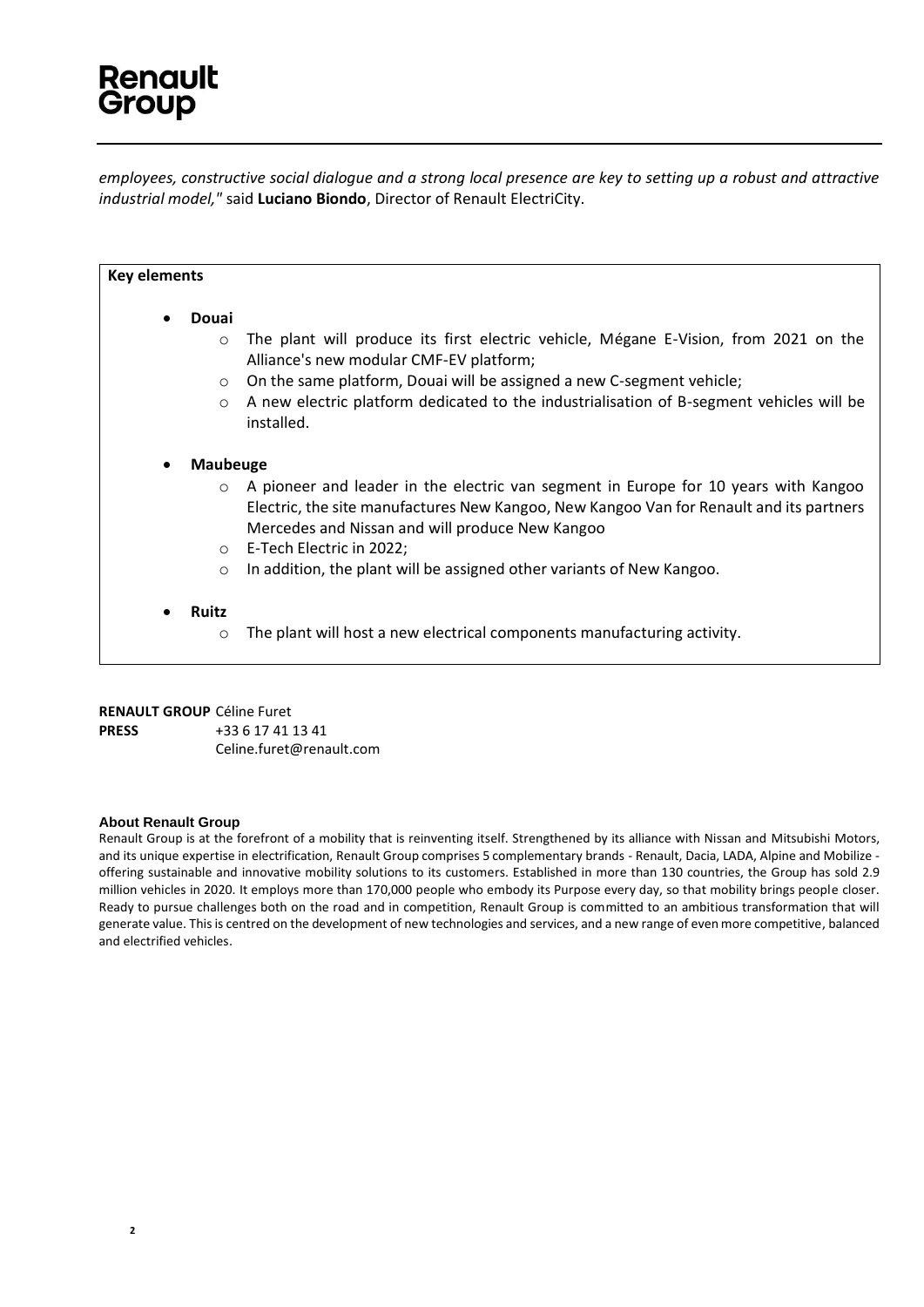*employees, constructive social dialogue and a strong local presence are key to setting up a robust and attractive industrial model,"* said **Luciano Biondo**, Director of Renault ElectriCity.

**Key elements**

- **Douai**
  - The plant will produce its first electric vehicle, Mégane E-Vision, from 2021 on the Alliance's new modular CMF-EV platform;
  - On the same platform, Douai will be assigned a new C-segment vehicle;
  - A new electric platform dedicated to the industrialisation of B-segment vehicles will be installed.

- **Maubeuge**
  - A pioneer and leader in the electric van segment in Europe for 10 years with Kangoo Electric, the site manufactures New Kangoo, New Kangoo Van for Renault and its partners Mercedes and Nissan and will produce New Kangoo
  - E-Tech Electric in 2022;
  - In addition, the plant will be assigned other variants of New Kangoo.

- **Ruitz**
  - The plant will host a new electrical components manufacturing activity.

**RENAULT GROUP PRESS** Céline Furet
+33 6 17 41 13 41
Celine.furet@renault.com

**About Renault Group**

Renault Group is at the forefront of a mobility that is reinventing itself. Strengthened by its alliance with Nissan and Mitsubishi Motors, and its unique expertise in electrification, Renault Group comprises 5 complementary brands - Renault, Dacia, LADA, Alpine and Mobilize - offering sustainable and innovative mobility solutions to its customers. Established in more than 130 countries, the Group has sold 2.9 million vehicles in 2020. It employs more than 170,000 people who embody its Purpose every day, so that mobility brings people closer. Ready to pursue challenges both on the road and in competition, Renault Group is committed to an ambitious transformation that will generate value. This is centred on the development of new technologies and services, and a new range of even more competitive, balanced and electrified vehicles.